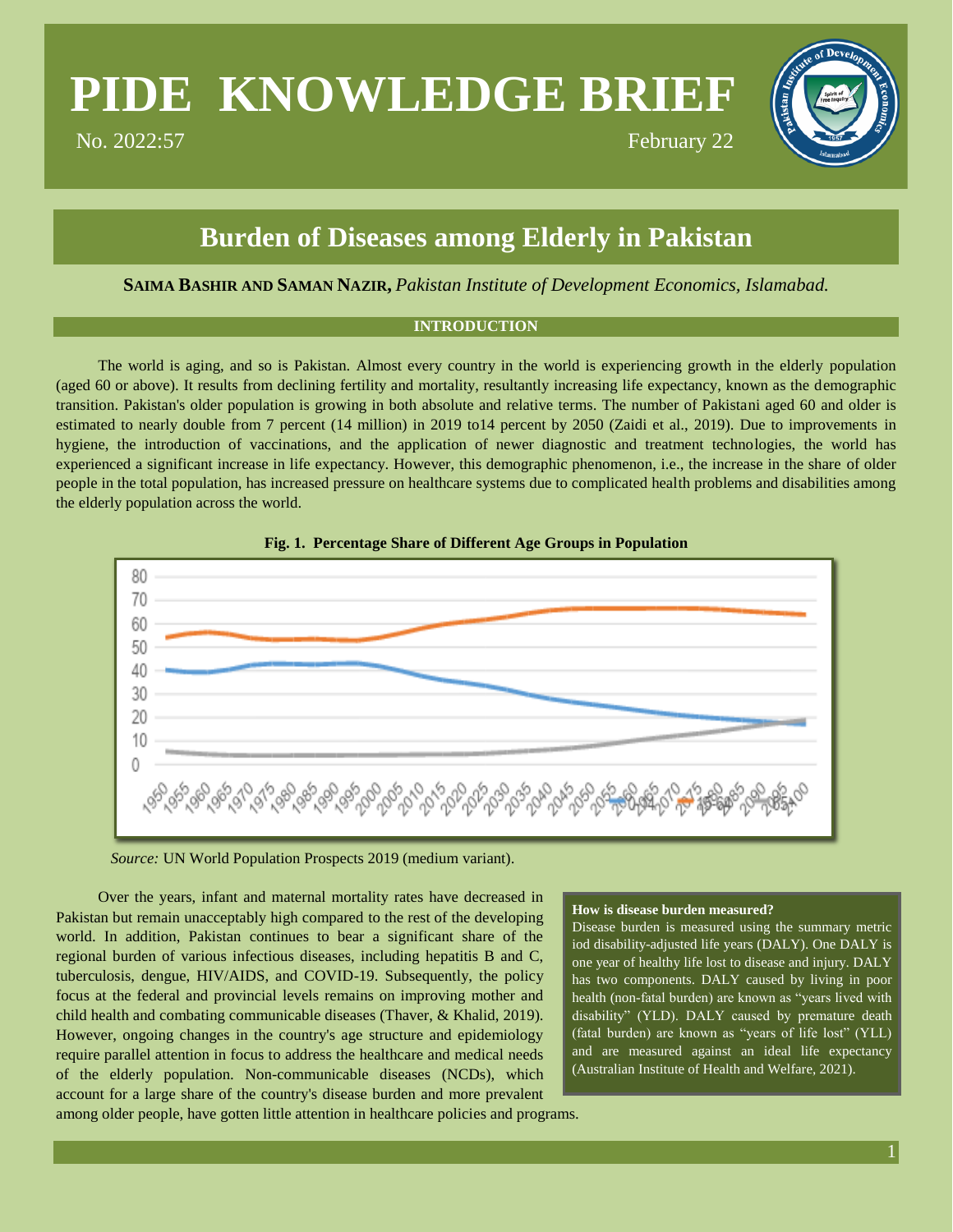# PIDE KNOWLEDGE BRIEF

No. 2022:57 February 22

## Burden of Diseases among Elderly in Pakistan

**SAIMA BASHIR AND SAMAN NAZIR,** *Pakistan Institute of Development Economics, Islamabad.*

### INTRODUCTION

The world is aging, and so is Pakistan. Almost every country in the world is experiencing growth in the elderly population (aged 60 or above). It results from declining fertility and mortality, resultantly increasing life expectancy, known as the demographic transition. Pakistan's older population is growing in both absolute and relative terms. The number of Pakistani aged 60 and older is estimated to nearly double from 7 percent (14 million) in 2019 to14 percent by 2050 (Zaidi et al., 2019). Due to improvements in hygiene, the introduction of vaccinations, and the application of newer diagnostic and treatment technologies, the world has experienced a significant increase in life expectancy. However, this demographic phenomenon, i.e., the increase in the share of older people in the total population, has increased pressure on healthcare systems due to complicated health problems and disabilities among the elderly population across the world.

**Fig. 1. Percentage Share of Different Age Groups in Population**

*Source:* UN World Population Prospects 2019 (medium variant).

Over the years, infant and maternal mortality rates have decreased in Pakistan but remain unacceptably high compared to the rest of the developing world. In addition, Pakistan continues to bear a significant share of the regional burden of various infectious diseases, including hepatitis B and C, tuberculosis, dengue, HIV/AIDS, and COVID-19. Subsequently, the policy focus at the federal and provincial levels remains on improving mother and child health and combating communicable diseases (Thaver, & Khalid, 2019). However, ongoing changes in the country's age structure and epidemiology require parallel attention in focus to address the healthcare and medical needs of the elderly population. Non-communicable diseases (NCDs), which account for a large share of the country's disease burden and more prevalent among older people, have gotten little attention in healthcare policies and programs.

**How is disease burden measured?**

Disease burden is measured using the summary metric iod disability-adjusted life years (DALY). One DALY is one year of healthy life lost to disease and injury. DALY has two components. DALY caused by living in poor health (non-fatal burden) are known as "years lived with disability" (YLD). DALY caused by premature death (fatal burden) are known as "years of life lost" (YLL) and are measured against an ideal life expectancy (Australian Institute of Health and Welfare, 2021).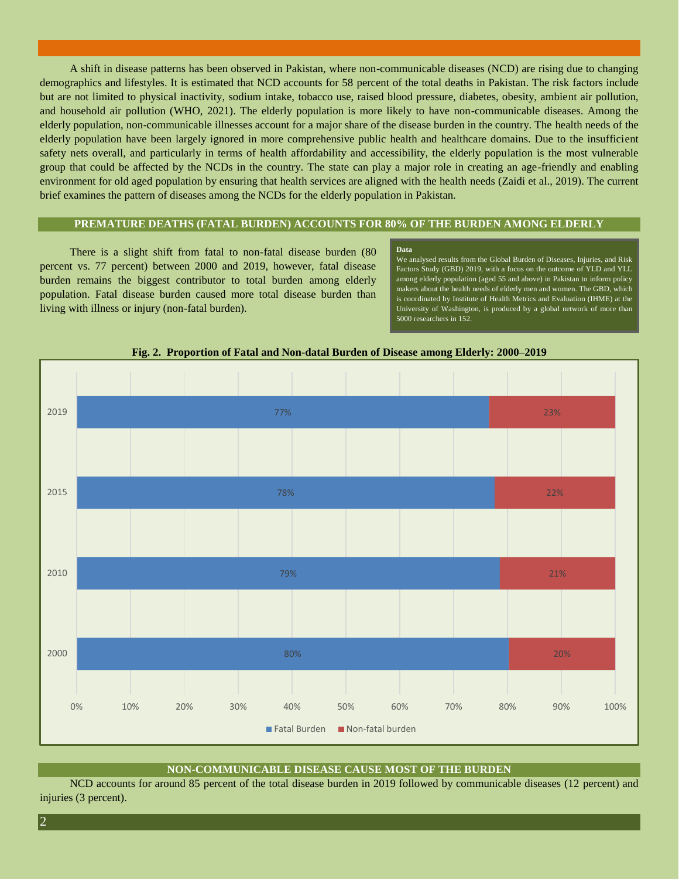A shift in disease patterns has been observed in Pakistan, where non-communicable diseases (NCD) are rising due to changing demographics and lifestyles. It is estimated that NCD accounts for 58 percent of the total deaths in Pakistan. The risk factors include but are not limited to physical inactivity, sodium intake, tobacco use, raised blood pressure, diabetes, obesity, ambient air pollution, and household air pollution (WHO, 2021). The elderly population is more likely to have non-communicable diseases. Among the elderly population, non-communicable illnesses account for a major share of the disease burden in the country. The health needs of the elderly population have been largely ignored in more comprehensive public health and healthcare domains. Due to the insufficient safety nets overall, and particularly in terms of health affordability and accessibility, the elderly population is the most vulnerable group that could be affected by the NCDs in the country. The state can play a major role in creating an age-friendly and enabling environment for old aged population by ensuring that health services are aligned with the health needs (Zaidi et al., 2019). The current brief examines the pattern of diseases among the NCDs for the elderly population in Pakistan.

## PREMATURE DEATHS (FATAL BURDEN) ACCOUNTS FOR 80% OF THE BURDEN AMONG ELDERLY

There is a slight shift from fatal to non-fatal disease burden (80 percent vs. 77 percent) between 2000 and 2019, however, fatal disease burden remains the biggest contributor to total burden among elderly population. Fatal disease burden caused more total disease burden than living with illness or injury (non-fatal burden).

**Data**

We analysed results from the Global Burden of Diseases, Injuries, and Risk Factors Study (GBD) 2019, with a focus on the outcome of YLD and YLL among elderly population (aged 55 and above) in Pakistan to inform policy makers about the health needs of elderly men and women. The GBD, which is coordinated by Institute of Health Metrics and Evaluation (IHME) at the University of Washington, is produced by a global network of more than 5000 researchers in 152.

**Fig. 2. Proportion of Fatal and Non-datal Burden of Disease among Elderly: 2000–2019**

| Year | Fatal Burden | Non-fatal burden |
|---|---|---|
| 2019 | 77% | 23% |
| 2015 | 78% | 22% |
| 2010 | 79% | 21% |
| 2000 | 80% | 20% |

## NON-COMMUNICABLE DISEASE CAUSE MOST OF THE BURDEN

NCD accounts for around 85 percent of the total disease burden in 2019 followed by communicable diseases (12 percent) and injuries (3 percent).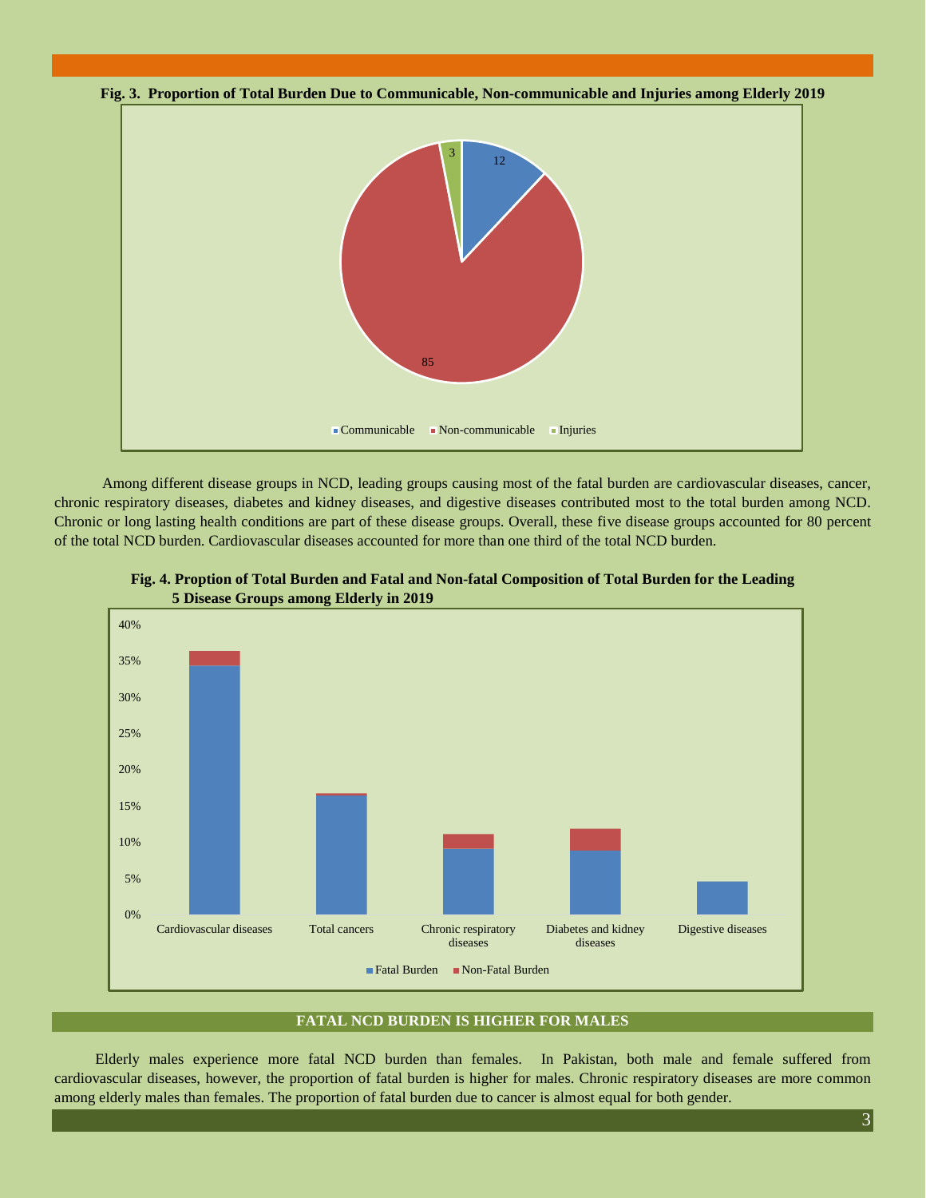**Fig. 3. Proportion of Total Burden Due to Communicable, Non-communicable and Injuries among Elderly 2019**

Among different disease groups in NCD, leading groups causing most of the fatal burden are cardiovascular diseases, cancer, chronic respiratory diseases, diabetes and kidney diseases, and digestive diseases contributed most to the total burden among NCD. Chronic or long lasting health conditions are part of these disease groups. Overall, these five disease groups accounted for 80 percent of the total NCD burden. Cardiovascular diseases accounted for more than one third of the total NCD burden.

**Fig. 4. Propotion of Total Burden and Fatal and Non-fatal Composition of Total Burden for the Leading 5 Disease Groups among Elderly in 2019**

## FATAL NCD BURDEN IS HIGHER FOR MALES

Elderly males experience more fatal NCD burden than females. In Pakistan, both male and female suffered from cardiovascular diseases, however, the proportion of fatal burden is higher for males. Chronic respiratory diseases are more common among elderly males than females. The proportion of fatal burden due to cancer is almost equal for both gender.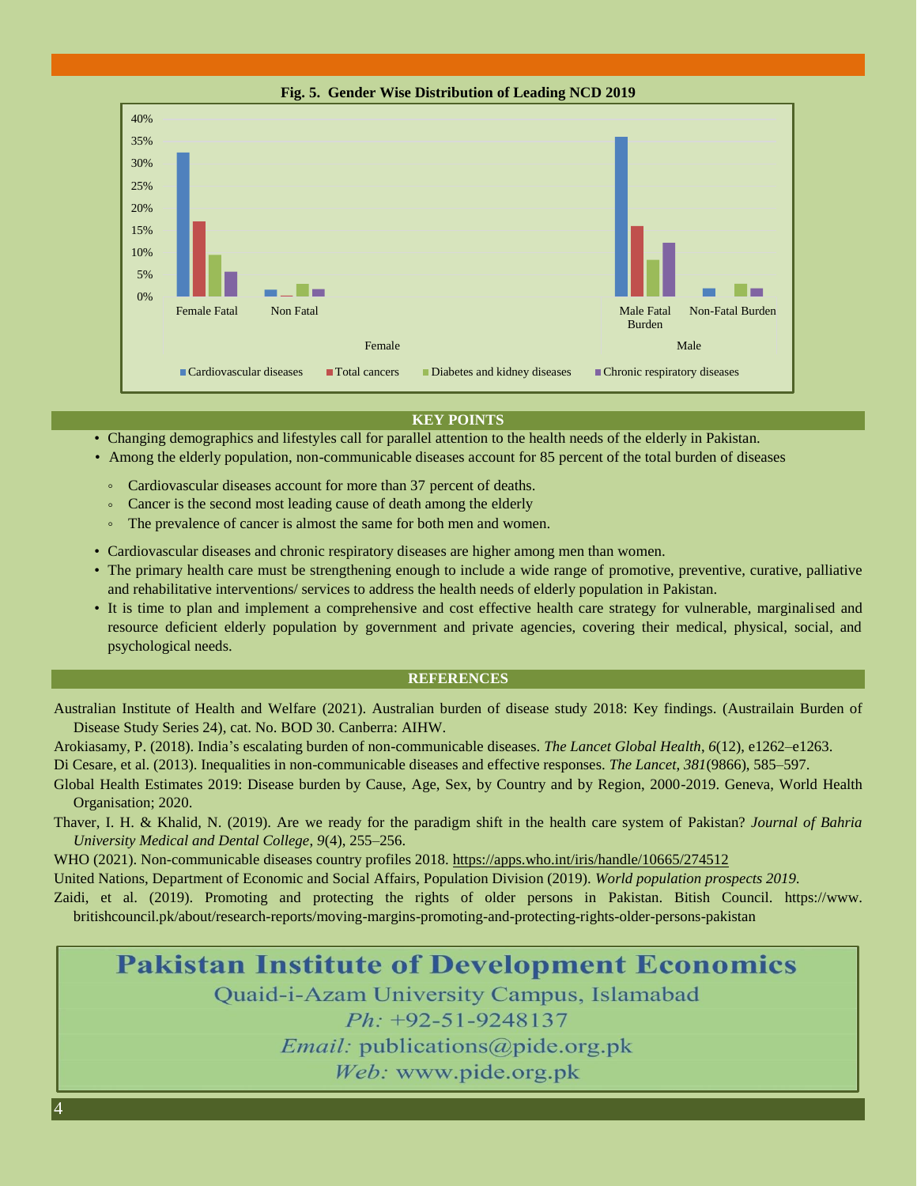**Fig. 5. Gender Wise Distribution of Leading NCD 2019**

40%
35%
30%
25%
20%
15%
10%
5%
0%

Female Fatal
Non Fatal
Male Fatal Burden
Non-Fatal Burden

Female
Male

Cardiovascular diseases
Total cancers
Diabetes and kidney diseases
Chronic respiratory diseases

## KEY POINTS

- Changing demographics and lifestyles call for parallel attention to the health needs of the elderly in Pakistan.
- Among the elderly population, non-communicable diseases account for 85 percent of the total burden of diseases
  - Cardiovascular diseases account for more than 37 percent of deaths.
  - Cancer is the second most leading cause of death among the elderly
  - The prevalence of cancer is almost the same for both men and women.
- Cardiovascular diseases and chronic respiratory diseases are higher among men than women.
- The primary health care must be strengthening enough to include a wide range of promotive, preventive, curative, palliative and rehabilitative interventions/ services to address the health needs of elderly population in Pakistan.
- It is time to plan and implement a comprehensive and cost effective health care strategy for vulnerable, marginalised and resource deficient elderly population by government and private agencies, covering their medical, physical, social, and psychological needs.

## REFERENCES

Australian Institute of Health and Welfare (2021). Australian burden of disease study 2018: Key findings. (Austrailain Burden of Disease Study Series 24), cat. No. BOD 30. Canberra: AIHW.

Arokiasamy, P. (2018). India's escalating burden of non-communicable diseases. *The Lancet Global Health, 6*(12), e1262–e1263.

Di Cesare, et al. (2013). Inequalities in non-communicable diseases and effective responses. *The Lancet, 381*(9866), 585–597.

Global Health Estimates 2019: Disease burden by Cause, Age, Sex, by Country and by Region, 2000-2019. Geneva, World Health Organisation; 2020.

Thaver, I. H. & Khalid, N. (2019). Are we ready for the paradigm shift in the health care system of Pakistan? *Journal of Bahria University Medical and Dental College*, *9*(4), 255–256.

WHO (2021). Non-communicable diseases country profiles 2018. https://apps.who.int/iris/handle/10665/274512

United Nations, Department of Economic and Social Affairs, Population Division (2019). *World population prospects 2019*.

Zaidi, et al. (2019). Promoting and protecting the rights of older persons in Pakistan. Bitish Council. https://www.britishcouncil.pk/about/research-reports/moving-margins-promoting-and-protecting-rights-older-persons-pakistan

**Pakistan Institute of Development Economics**
Quaid-i-Azam University Campus, Islamabad
*Ph:* +92-51-9248137
*Email:* publications@pide.org.pk
*Web:* www.pide.org.pk